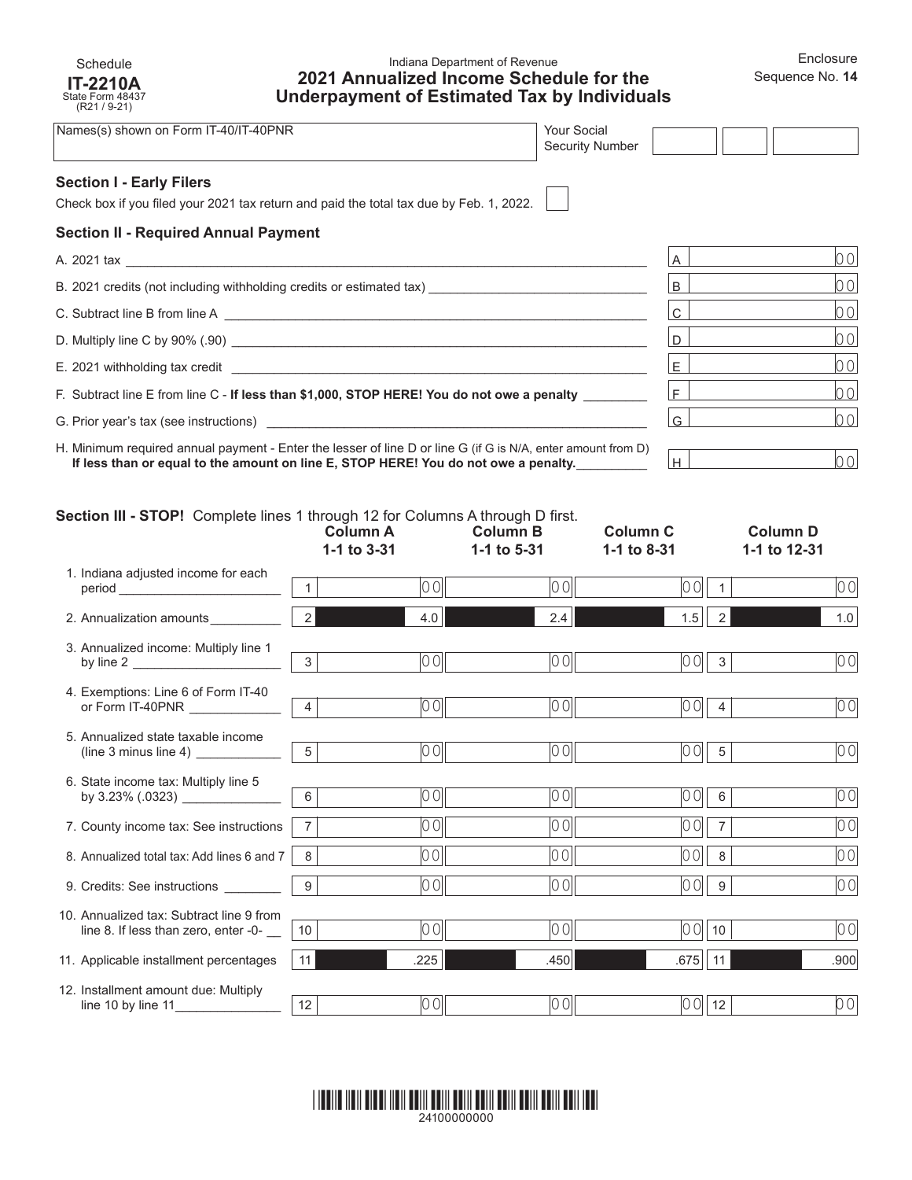Schedule
**IT-2210A**
State Form 48437
(R21 / 9-21)

Indiana Department of Revenue

# 2021 Annualized Income Schedule for the Underpayment of Estimated Tax by Individuals

Enclosure
Sequence No. **14**

| Names(s) shown on Form IT-40/IT-40PNR | Your Social Security Number |
|---|---|
| | |

## Section I - Early Filers

Check box if you filed your 2021 tax return and paid the total tax due by Feb. 1, 2022. ☐

## Section II - Required Annual Payment

| | | |
|---|---|---|
| A. 2021 tax | A | 00 |
| B. 2021 credits (not including withholding credits or estimated tax) | B | 00 |
| C. Subtract line B from line A | C | 00 |
| D. Multiply line C by 90% (.90) | D | 00 |
| E. 2021 withholding tax credit | E | 00 |
| F. Subtract line E from line C - **If less than $1,000, STOP HERE! You do not owe a penalty** | F | 00 |
| G. Prior year's tax (see instructions) | G | 00 |
| H. Minimum required annual payment - Enter the lesser of line D or line G (if G is N/A, enter amount from D) **If less than or equal to the amount on line E, STOP HERE! You do not owe a penalty.** | H | 00 |

## Section III - STOP! Complete lines 1 through 12 for Columns A through D first.

| | Column A 1-1 to 3-31 | Column B 1-1 to 5-31 | Column C 1-1 to 8-31 | Column D 1-1 to 12-31 |
|---|---|---|---|---|
| 1. Indiana adjusted income for each period | 1 00 | 00 | 00 | 1 00 |
| 2. Annualization amounts | 2 4.0 | 2.4 | 1.5 | 2 1.0 |
| 3. Annualized income: Multiply line 1 by line 2 | 3 00 | 00 | 00 | 3 00 |
| 4. Exemptions: Line 6 of Form IT-40 or Form IT-40PNR | 4 00 | 00 | 00 | 4 00 |
| 5. Annualized state taxable income (line 3 minus line 4) | 5 00 | 00 | 00 | 5 00 |
| 6. State income tax: Multiply line 5 by 3.23% (.0323) | 6 00 | 00 | 00 | 6 00 |
| 7. County income tax: See instructions | 7 00 | 00 | 00 | 7 00 |
| 8. Annualized total tax: Add lines 6 and 7 | 8 00 | 00 | 00 | 8 00 |
| 9. Credits: See instructions | 9 00 | 00 | 00 | 9 00 |
| 10. Annualized tax: Subtract line 9 from line 8. If less than zero, enter -0- | 10 00 | 00 | 00 | 10 00 |
| 11. Applicable installment percentages | 11 .225 | .450 | .675 | 11 .900 |
| 12. Installment amount due: Multiply line 10 by line 11 | 12 00 | 00 | 00 | 12 00 |

24100000000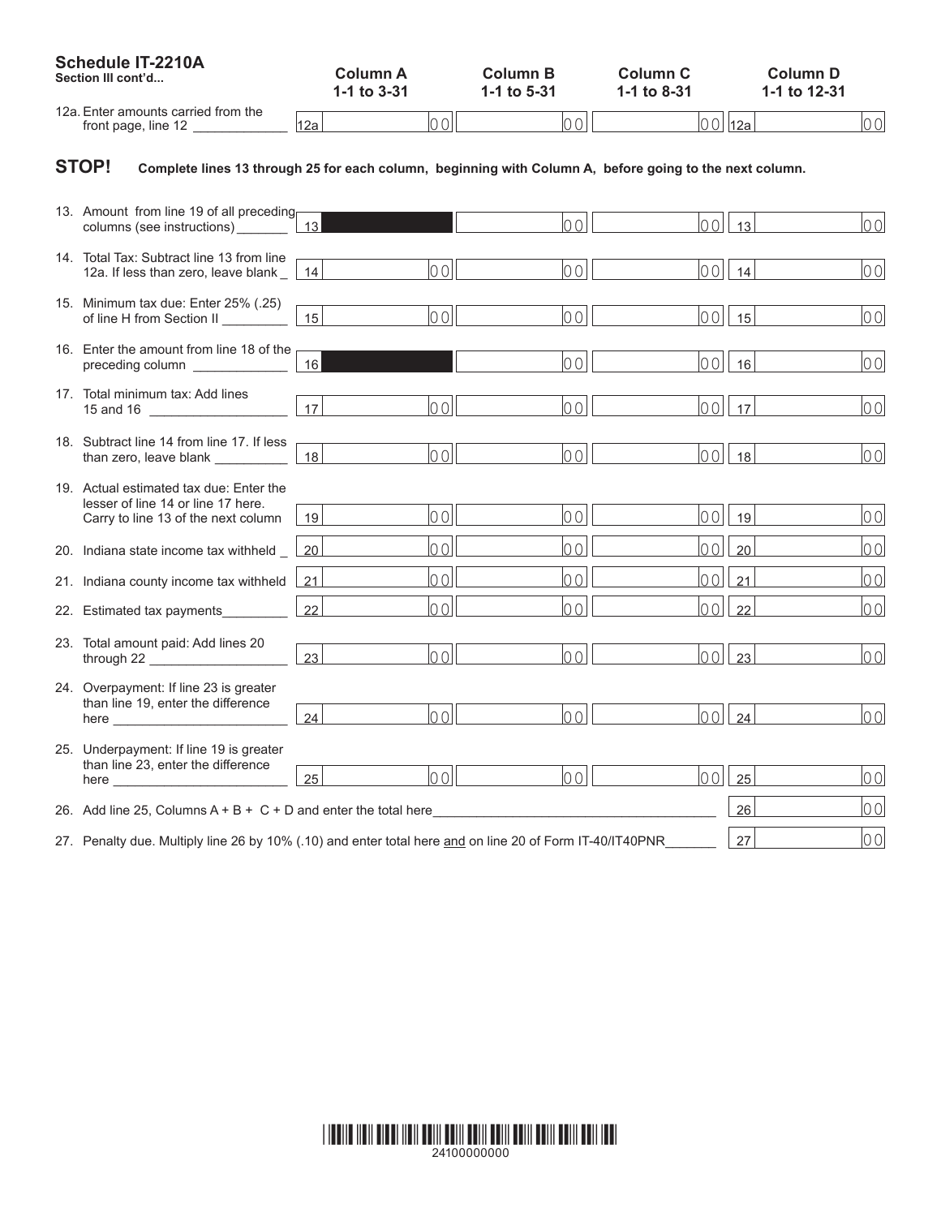## Schedule IT-2210A

**Section III cont'd...**

| | Column A 1-1 to 3-31 | Column B 1-1 to 5-31 | Column C 1-1 to 8-31 | Column D 1-1 to 12-31 |
|---|---|---|---|---|
| 12a. Enter amounts carried from the front page, line 12 | 12a .00 | .00 | .00 | 12a .00 |

**STOP!** **Complete lines 13 through 25 for each column, beginning with Column A, before going to the next column.**

| | Column A 1-1 to 3-31 | Column B 1-1 to 5-31 | Column C 1-1 to 8-31 | Column D 1-1 to 12-31 |
|---|---|---|---|---|
| 13. Amount from line 19 of all preceding columns (see instructions) | 13 | .00 | .00 | 13 .00 |
| 14. Total Tax: Subtract line 13 from line 12a. If less than zero, leave blank | 14 .00 | .00 | .00 | 14 .00 |
| 15. Minimum tax due: Enter 25% (.25) of line H from Section II | 15 .00 | .00 | .00 | 15 .00 |
| 16. Enter the amount from line 18 of the preceding column | 16 | .00 | .00 | 16 .00 |
| 17. Total minimum tax: Add lines 15 and 16 | 17 .00 | .00 | .00 | 17 .00 |
| 18. Subtract line 14 from line 17. If less than zero, leave blank | 18 .00 | .00 | .00 | 18 .00 |
| 19. Actual estimated tax due: Enter the lesser of line 14 or line 17 here. Carry to line 13 of the next column | 19 .00 | .00 | .00 | 19 .00 |
| 20. Indiana state income tax withheld | 20 .00 | .00 | .00 | 20 .00 |
| 21. Indiana county income tax withheld | 21 .00 | .00 | .00 | 21 .00 |
| 22. Estimated tax payments | 22 .00 | .00 | .00 | 22 .00 |
| 23. Total amount paid: Add lines 20 through 22 | 23 .00 | .00 | .00 | 23 .00 |
| 24. Overpayment: If line 23 is greater than line 19, enter the difference here | 24 .00 | .00 | .00 | 24 .00 |
| 25. Underpayment: If line 19 is greater than line 23, enter the difference here | 25 .00 | .00 | .00 | 25 .00 |

26. Add line 25, Columns A + B + C + D and enter the total here — 26 .00

27. Penalty due. Multiply line 26 by 10% (.10) and enter total here and on line 20 of Form IT-40/IT40PNR — 27 .00

24100000000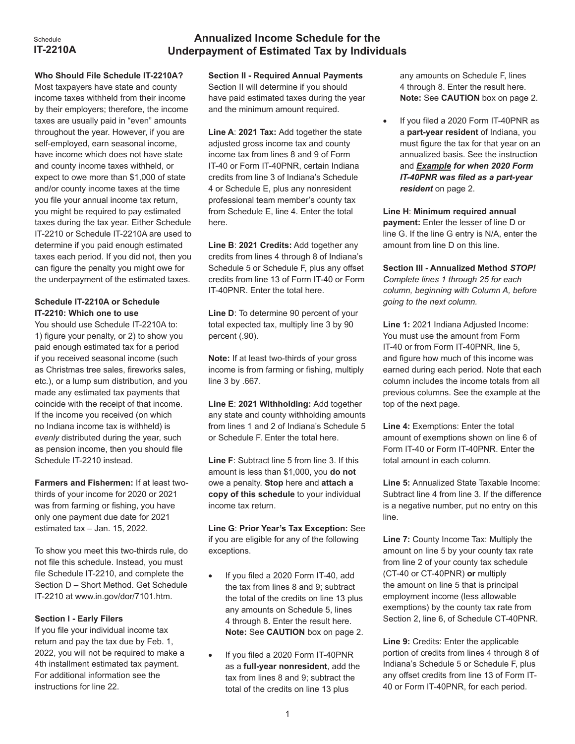Schedule
**IT-2210A**

# Annualized Income Schedule for the Underpayment of Estimated Tax by Individuals

**Who Should File Schedule IT-2210A?**
Most taxpayers have state and county income taxes withheld from their income by their employers; therefore, the income taxes are usually paid in "even" amounts throughout the year. However, if you are self-employed, earn seasonal income, have income which does not have state and county income taxes withheld, or expect to owe more than $1,000 of state and/or county income taxes at the time you file your annual income tax return, you might be required to pay estimated taxes during the tax year. Either Schedule IT-2210 or Schedule IT-2210A are used to determine if you paid enough estimated taxes each period. If you did not, then you can figure the penalty you might owe for the underpayment of the estimated taxes.

**Schedule IT-2210A or Schedule IT-2210: Which one to use**
You should use Schedule IT-2210A to: 1) figure your penalty, or 2) to show you paid enough estimated tax for a period if you received seasonal income (such as Christmas tree sales, fireworks sales, etc.), or a lump sum distribution, and you made any estimated tax payments that coincide with the receipt of that income. If the income you received (on which no Indiana income tax is withheld) is *evenly* distributed during the year, such as pension income, then you should file Schedule IT-2210 instead.

**Farmers and Fishermen:** If at least two-thirds of your income for 2020 or 2021 was from farming or fishing, you have only one payment due date for 2021 estimated tax – Jan. 15, 2022.

To show you meet this two-thirds rule, do not file this schedule. Instead, you must file Schedule IT-2210, and complete the Section D – Short Method. Get Schedule IT-2210 at www.in.gov/dor/7101.htm.

**Section I - Early Filers**
If you file your individual income tax return and pay the tax due by Feb. 1, 2022, you will not be required to make a 4th installment estimated tax payment. For additional information see the instructions for line 22.

**Section II - Required Annual Payments**
Section II will determine if you should have paid estimated taxes during the year and the minimum amount required.

**Line A**: **2021 Tax:** Add together the state adjusted gross income tax and county income tax from lines 8 and 9 of Form IT-40 or Form IT-40PNR, certain Indiana credits from line 3 of Indiana's Schedule 4 or Schedule E, plus any nonresident professional team member's county tax from Schedule E, line 4. Enter the total here.

**Line B**: **2021 Credits:** Add together any credits from lines 4 through 8 of Indiana's Schedule 5 or Schedule F, plus any offset credits from line 13 of Form IT-40 or Form IT-40PNR. Enter the total here.

**Line D**: To determine 90 percent of your total expected tax, multiply line 3 by 90 percent (.90).

**Note:** If at least two-thirds of your gross income is from farming or fishing, multiply line 3 by .667.

**Line E**: **2021 Withholding:** Add together any state and county withholding amounts from lines 1 and 2 of Indiana's Schedule 5 or Schedule F. Enter the total here.

**Line F**: Subtract line 5 from line 3. If this amount is less than $1,000, you **do not** owe a penalty. **Stop** here and **attach a copy of this schedule** to your individual income tax return.

**Line G**: **Prior Year's Tax Exception:** See if you are eligible for any of the following exceptions.

- If you filed a 2020 Form IT-40, add the tax from lines 8 and 9; subtract the total of the credits on line 13 plus any amounts on Schedule 5, lines 4 through 8. Enter the result here. **Note:** See **CAUTION** box on page 2.
- If you filed a 2020 Form IT-40PNR as a **full-year nonresident**, add the tax from lines 8 and 9; subtract the total of the credits on line 13 plus any amounts on Schedule F, lines 4 through 8. Enter the result here. **Note:** See **CAUTION** box on page 2.
- If you filed a 2020 Form IT-40PNR as a **part-year resident** of Indiana, you must figure the tax for that year on an annualized basis. See the instruction and ***Example for when 2020 Form IT-40PNR was filed as a part-year resident*** on page 2.

**Line H**: **Minimum required annual payment:** Enter the lesser of line D or line G. If the line G entry is N/A, enter the amount from line D on this line.

**Section III - Annualized Method *STOP!*** *Complete lines 1 through 25 for each column, beginning with Column A, before going to the next column.*

**Line 1:** 2021 Indiana Adjusted Income: You must use the amount from Form IT-40 or from Form IT-40PNR, line 5, and figure how much of this income was earned during each period. Note that each column includes the income totals from all previous columns. See the example at the top of the next page.

**Line 4:** Exemptions: Enter the total amount of exemptions shown on line 6 of Form IT-40 or Form IT-40PNR. Enter the total amount in each column.

**Line 5:** Annualized State Taxable Income: Subtract line 4 from line 3. If the difference is a negative number, put no entry on this line.

**Line 7:** County Income Tax: Multiply the amount on line 5 by your county tax rate from line 2 of your county tax schedule (CT-40 or CT-40PNR) **or** multiply the amount on line 5 that is principal employment income (less allowable exemptions) by the county tax rate from Section 2, line 6, of Schedule CT-40PNR.

**Line 9:** Credits: Enter the applicable portion of credits from lines 4 through 8 of Indiana's Schedule 5 or Schedule F, plus any offset credits from line 13 of Form IT-40 or Form IT-40PNR, for each period.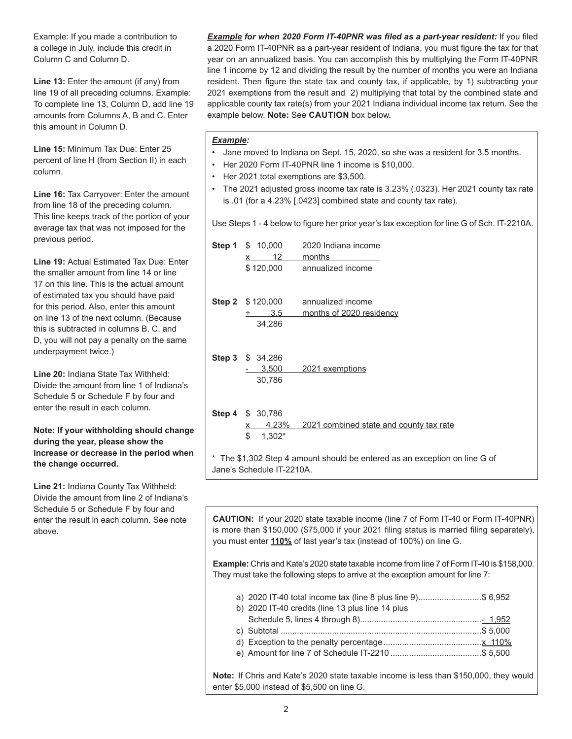Example: If you made a contribution to a college in July, include this credit in Column C and Column D.

**Line 13:** Enter the amount (if any) from line 19 of all preceding columns. Example: To complete line 13, Column D, add line 19 amounts from Columns A, B and C. Enter this amount in Column D.

**Line 15:** Minimum Tax Due: Enter 25 percent of line H (from Section II) in each column.

**Line 16:** Tax Carryover: Enter the amount from line 18 of the preceding column. This line keeps track of the portion of your average tax that was not imposed for the previous period.

**Line 19:** Actual Estimated Tax Due: Enter the smaller amount from line 14 or line 17 on this line. This is the actual amount of estimated tax you should have paid for this period. Also, enter this amount on line 13 of the next column. (Because this is subtracted in columns B, C, and D, you will not pay a penalty on the same underpayment twice.)

**Line 20:** Indiana State Tax Withheld: Divide the amount from line 1 of Indiana's Schedule 5 or Schedule F by four and enter the result in each column.

**Note: If your withholding should change during the year, please show the increase or decrease in the period when the change occurred.**

**Line 21:** Indiana County Tax Withheld: Divide the amount from line 2 of Indiana's Schedule 5 or Schedule F by four and enter the result in each column. See note above.

***Example* for when 2020 Form IT-40PNR was filed as a part-year resident:** If you filed a 2020 Form IT-40PNR as a part-year resident of Indiana, you must figure the tax for that year on an annualized basis. You can accomplish this by multiplying the Form IT-40PNR line 1 income by 12 and dividing the result by the number of months you were an Indiana resident. Then figure the state tax and county tax, if applicable, by 1) subtracting your 2021 exemptions from the result and 2) multiplying that total by the combined state and applicable county tax rate(s) from your 2021 Indiana individual income tax return. See the example below. **Note:** See **CAUTION** box below.

***Example:***

- Jane moved to Indiana on Sept. 15, 2020, so she was a resident for 3.5 months.
- Her 2020 Form IT-40PNR line 1 income is $10,000.
- Her 2021 total exemptions are $3,500.
- The 2021 adjusted gross income tax rate is 3.23% (.0323). Her 2021 county tax rate is .01 (for a 4.23% [.0423] combined state and county tax rate).

Use Steps 1 - 4 below to figure her prior year's tax exception for line G of Sch. IT-2210A.

| Step | Amount | Description |
|---|---|---|
| **Step 1** | $ 10,000 | 2020 Indiana income |
| | x 12 | months |
| | $ 120,000 | annualized income |
| **Step 2** | $ 120,000 | annualized income |
| | ÷ 3.5 | months of 2020 residency |
| | 34,286 | |
| **Step 3** | $ 34,286 | |
| | - 3,500 | 2021 exemptions |
| | 30,786 | |
| **Step 4** | $ 30,786 | |
| | x 4.23% | 2021 combined state and county tax rate |
| | $ 1,302* | |

\* The $1,302 Step 4 amount should be entered as an exception on line G of Jane's Schedule IT-2210A.

**CAUTION:** If your 2020 state taxable income (line 7 of Form IT-40 or Form IT-40PNR) is more than $150,000 ($75,000 if your 2021 filing status is married filing separately), you must enter **110%** of last year's tax (instead of 100%) on line G.

**Example:** Chris and Kate's 2020 state taxable income from line 7 of Form IT-40 is $158,000. They must take the following steps to arrive at the exception amount for line 7:

| | |
|---|---|
| a) 2020 IT-40 total income tax (line 8 plus line 9) | $ 6,952 |
| b) 2020 IT-40 credits (line 13 plus line 14 plus Schedule 5, lines 4 through 8) | - 1,952 |
| c) Subtotal | $ 5,000 |
| d) Exception to the penalty percentage | x 110% |
| e) Amount for line 7 of Schedule IT-2210 | $ 5,500 |

**Note:** If Chris and Kate's 2020 state taxable income is less than $150,000, they would enter $5,000 instead of $5,500 on line G.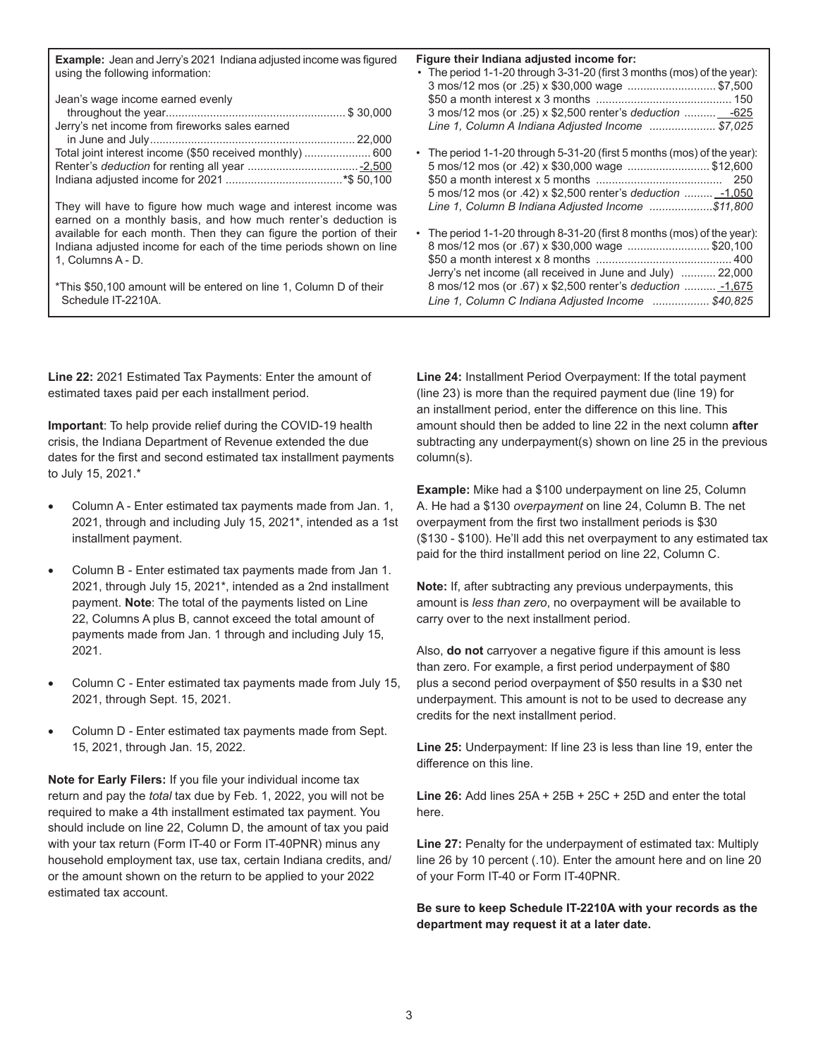**Example:** Jean and Jerry's 2021 Indiana adjusted income was figured using the following information:

| | |
|---|---|
| Jean's wage income earned evenly throughout the year | $ 30,000 |
| Jerry's net income from fireworks sales earned in June and July | 22,000 |
| Total joint interest income ($50 received monthly) | 600 |
| Renter's *deduction* for renting all year | -2,500 |
| Indiana adjusted income for 2021 | *$ 50,100 |

They will have to figure how much wage and interest income was earned on a monthly basis, and how much renter's deduction is available for each month. Then they can figure the portion of their Indiana adjusted income for each of the time periods shown on line 1, Columns A - D.

*This $50,100 amount will be entered on line 1, Column D of their Schedule IT-2210A.

**Figure their Indiana adjusted income for:**

- The period 1-1-20 through 3-31-20 (first 3 months (mos) of the year):

| | |
|---|---|
| 3 mos/12 mos (or .25) x $30,000 wage | $7,500 |
| $50 a month interest x 3 months | 150 |
| 3 mos/12 mos (or .25) x $2,500 renter's *deduction* | -625 |
| *Line 1, Column A Indiana Adjusted Income* | *$7,025* |

- The period 1-1-20 through 5-31-20 (first 5 months (mos) of the year):

| | |
|---|---|
| 5 mos/12 mos (or .42) x $30,000 wage | $12,600 |
| $50 a month interest x 5 months | 250 |
| 5 mos/12 mos (or .42) x $2,500 renter's *deduction* | -1,050 |
| *Line 1, Column B Indiana Adjusted Income* | *$11,800* |

- The period 1-1-20 through 8-31-20 (first 8 months (mos) of the year):

| | |
|---|---|
| 8 mos/12 mos (or .67) x $30,000 wage | $20,100 |
| $50 a month interest x 8 months | 400 |
| Jerry's net income (all received in June and July) | 22,000 |
| 8 mos/12 mos (or .67) x $2,500 renter's *deduction* | -1,675 |
| *Line 1, Column C Indiana Adjusted Income* | *$40,825* |

**Line 22:** 2021 Estimated Tax Payments: Enter the amount of estimated taxes paid per each installment period.

**Important**: To help provide relief during the COVID-19 health crisis, the Indiana Department of Revenue extended the due dates for the first and second estimated tax installment payments to July 15, 2021.*

- Column A - Enter estimated tax payments made from Jan. 1, 2021, through and including July 15, 2021*, intended as a 1st installment payment.
- Column B - Enter estimated tax payments made from Jan 1. 2021, through July 15, 2021*, intended as a 2nd installment payment. **Note**: The total of the payments listed on Line 22, Columns A plus B, cannot exceed the total amount of payments made from Jan. 1 through and including July 15, 2021.
- Column C - Enter estimated tax payments made from July 15, 2021, through Sept. 15, 2021.
- Column D - Enter estimated tax payments made from Sept. 15, 2021, through Jan. 15, 2022.

**Note for Early Filers:** If you file your individual income tax return and pay the *total* tax due by Feb. 1, 2022, you will not be required to make a 4th installment estimated tax payment. You should include on line 22, Column D, the amount of tax you paid with your tax return (Form IT-40 or Form IT-40PNR) minus any household employment tax, use tax, certain Indiana credits, and/or the amount shown on the return to be applied to your 2022 estimated tax account.

**Line 24:** Installment Period Overpayment: If the total payment (line 23) is more than the required payment due (line 19) for an installment period, enter the difference on this line. This amount should then be added to line 22 in the next column **after** subtracting any underpayment(s) shown on line 25 in the previous column(s).

**Example:** Mike had a $100 underpayment on line 25, Column A. He had a $130 *overpayment* on line 24, Column B. The net overpayment from the first two installment periods is $30 ($130 - $100). He'll add this net overpayment to any estimated tax paid for the third installment period on line 22, Column C.

**Note:** If, after subtracting any previous underpayments, this amount is *less than zero*, no overpayment will be available to carry over to the next installment period.

Also, **do not** carryover a negative figure if this amount is less than zero. For example, a first period underpayment of $80 plus a second period overpayment of $50 results in a $30 net underpayment. This amount is not to be used to decrease any credits for the next installment period.

**Line 25:** Underpayment: If line 23 is less than line 19, enter the difference on this line.

**Line 26:** Add lines 25A + 25B + 25C + 25D and enter the total here.

**Line 27:** Penalty for the underpayment of estimated tax: Multiply line 26 by 10 percent (.10). Enter the amount here and on line 20 of your Form IT-40 or Form IT-40PNR.

**Be sure to keep Schedule IT-2210A with your records as the department may request it at a later date.**